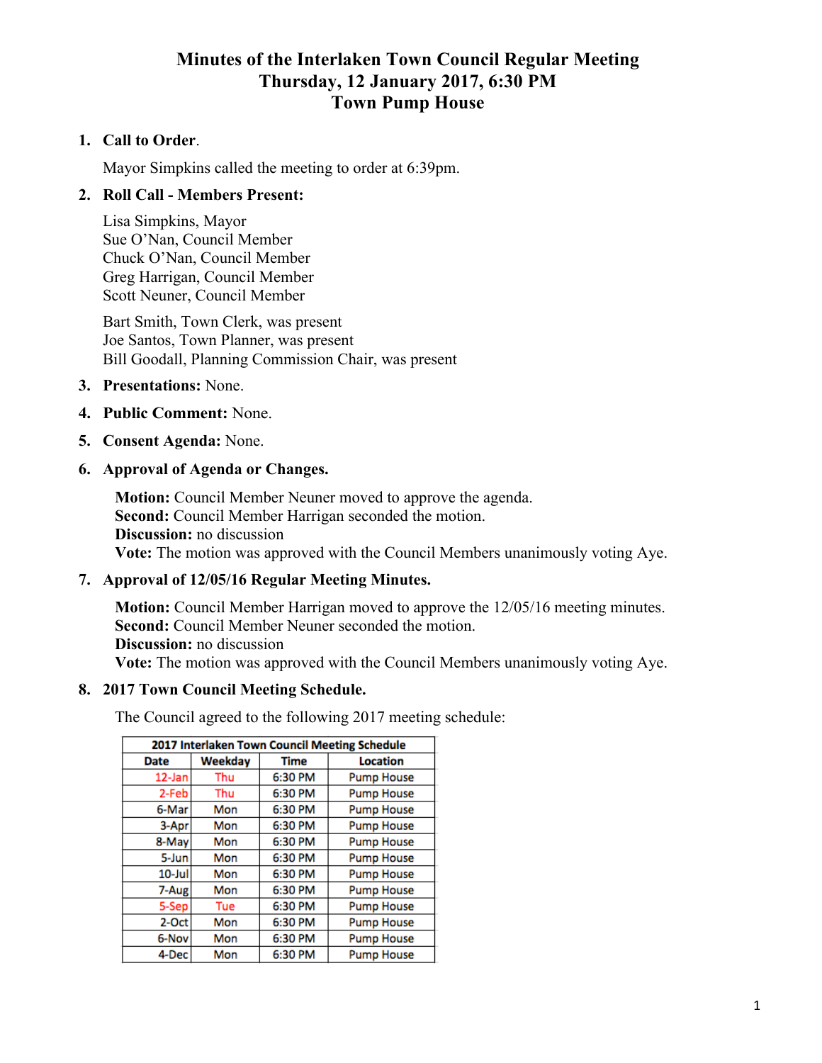# Minutes of the Interlaken Town Council Regular Meeting
# Thursday, 12 January 2017, 6:30 PM
# Town Pump House

1. **Call to Order**.

   Mayor Simpkins called the meeting to order at 6:39pm.

2. **Roll Call - Members Present:**

   Lisa Simpkins, Mayor
   Sue O'Nan, Council Member
   Chuck O'Nan, Council Member
   Greg Harrigan, Council Member
   Scott Neuner, Council Member

   Bart Smith, Town Clerk, was present
   Joe Santos, Town Planner, was present
   Bill Goodall, Planning Commission Chair, was present

3. **Presentations:** None.

4. **Public Comment:** None.

5. **Consent Agenda:** None.

6. **Approval of Agenda or Changes.**

   **Motion:** Council Member Neuner moved to approve the agenda.
   **Second:** Council Member Harrigan seconded the motion.
   **Discussion:** no discussion
   **Vote:** The motion was approved with the Council Members unanimously voting Aye.

7. **Approval of 12/05/16 Regular Meeting Minutes.**

   **Motion:** Council Member Harrigan moved to approve the 12/05/16 meeting minutes.
   **Second:** Council Member Neuner seconded the motion.
   **Discussion:** no discussion
   **Vote:** The motion was approved with the Council Members unanimously voting Aye.

8. **2017 Town Council Meeting Schedule.**

   The Council agreed to the following 2017 meeting schedule:

| 2017 Interlaken Town Council Meeting Schedule | | | |
|---|---|---|---|
| Date | Weekday | Time | Location |
| 12-Jan | Thu | 6:30 PM | Pump House |
| 2-Feb | Thu | 6:30 PM | Pump House |
| 6-Mar | Mon | 6:30 PM | Pump House |
| 3-Apr | Mon | 6:30 PM | Pump House |
| 8-May | Mon | 6:30 PM | Pump House |
| 5-Jun | Mon | 6:30 PM | Pump House |
| 10-Jul | Mon | 6:30 PM | Pump House |
| 7-Aug | Mon | 6:30 PM | Pump House |
| 5-Sep | Tue | 6:30 PM | Pump House |
| 2-Oct | Mon | 6:30 PM | Pump House |
| 6-Nov | Mon | 6:30 PM | Pump House |
| 4-Dec | Mon | 6:30 PM | Pump House |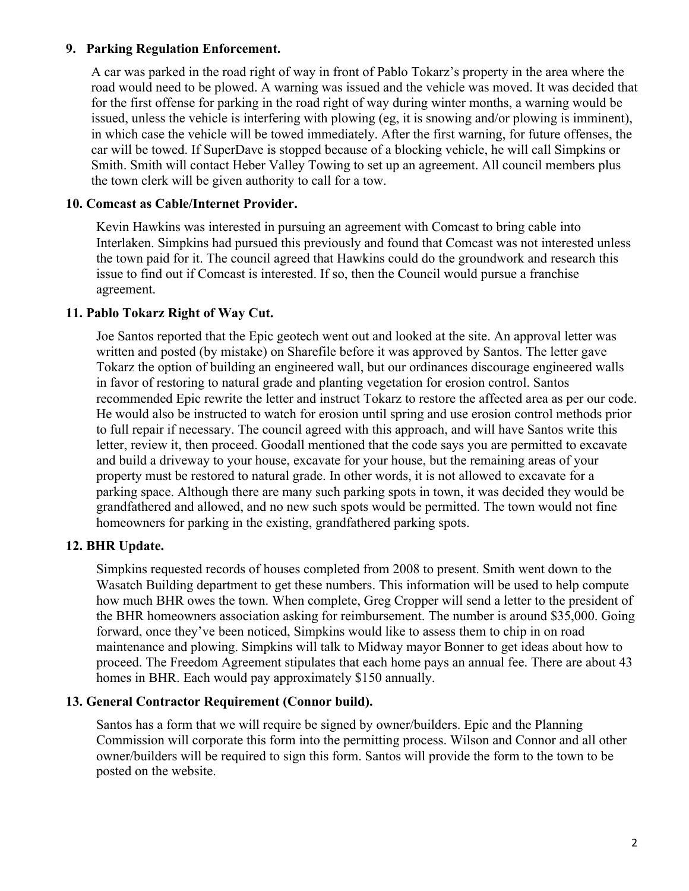### 9. Parking Regulation Enforcement.

A car was parked in the road right of way in front of Pablo Tokarz's property in the area where the road would need to be plowed. A warning was issued and the vehicle was moved. It was decided that for the first offense for parking in the road right of way during winter months, a warning would be issued, unless the vehicle is interfering with plowing (eg, it is snowing and/or plowing is imminent), in which case the vehicle will be towed immediately. After the first warning, for future offenses, the car will be towed. If SuperDave is stopped because of a blocking vehicle, he will call Simpkins or Smith. Smith will contact Heber Valley Towing to set up an agreement. All council members plus the town clerk will be given authority to call for a tow.

### 10. Comcast as Cable/Internet Provider.

Kevin Hawkins was interested in pursuing an agreement with Comcast to bring cable into Interlaken. Simpkins had pursued this previously and found that Comcast was not interested unless the town paid for it. The council agreed that Hawkins could do the groundwork and research this issue to find out if Comcast is interested. If so, then the Council would pursue a franchise agreement.

### 11. Pablo Tokarz Right of Way Cut.

Joe Santos reported that the Epic geotech went out and looked at the site. An approval letter was written and posted (by mistake) on Sharefile before it was approved by Santos. The letter gave Tokarz the option of building an engineered wall, but our ordinances discourage engineered walls in favor of restoring to natural grade and planting vegetation for erosion control. Santos recommended Epic rewrite the letter and instruct Tokarz to restore the affected area as per our code. He would also be instructed to watch for erosion until spring and use erosion control methods prior to full repair if necessary. The council agreed with this approach, and will have Santos write this letter, review it, then proceed. Goodall mentioned that the code says you are permitted to excavate and build a driveway to your house, excavate for your house, but the remaining areas of your property must be restored to natural grade. In other words, it is not allowed to excavate for a parking space. Although there are many such parking spots in town, it was decided they would be grandfathered and allowed, and no new such spots would be permitted. The town would not fine homeowners for parking in the existing, grandfathered parking spots.

### 12. BHR Update.

Simpkins requested records of houses completed from 2008 to present. Smith went down to the Wasatch Building department to get these numbers. This information will be used to help compute how much BHR owes the town. When complete, Greg Cropper will send a letter to the president of the BHR homeowners association asking for reimbursement. The number is around $35,000. Going forward, once they've been noticed, Simpkins would like to assess them to chip in on road maintenance and plowing. Simpkins will talk to Midway mayor Bonner to get ideas about how to proceed. The Freedom Agreement stipulates that each home pays an annual fee. There are about 43 homes in BHR. Each would pay approximately $150 annually.

### 13. General Contractor Requirement (Connor build).

Santos has a form that we will require be signed by owner/builders. Epic and the Planning Commission will corporate this form into the permitting process. Wilson and Connor and all other owner/builders will be required to sign this form. Santos will provide the form to the town to be posted on the website.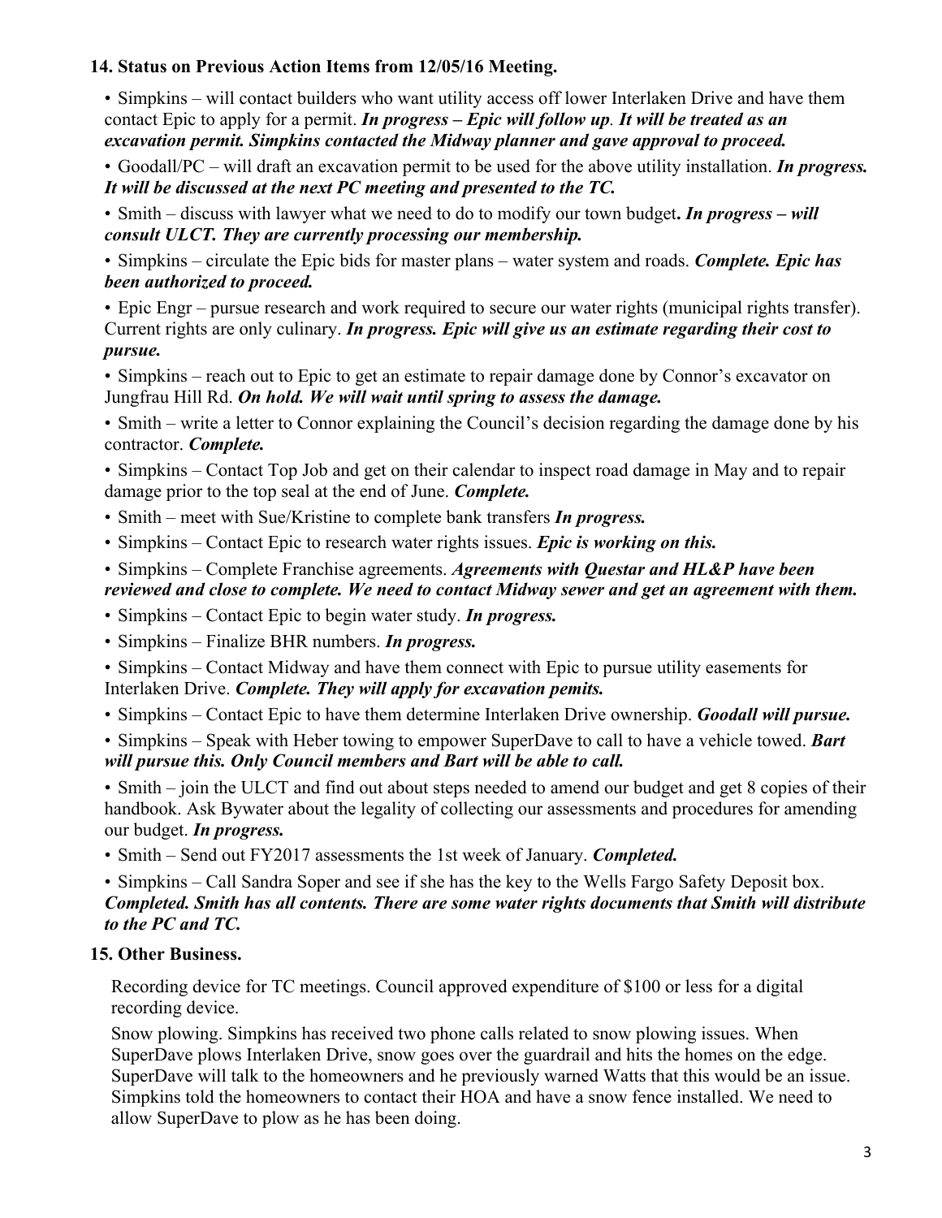## 14. Status on Previous Action Items from 12/05/16 Meeting.

- Simpkins – will contact builders who want utility access off lower Interlaken Drive and have them contact Epic to apply for a permit. ***In progress – Epic will follow up. It will be treated as an excavation permit. Simpkins contacted the Midway planner and gave approval to proceed.***
- Goodall/PC – will draft an excavation permit to be used for the above utility installation. ***In progress. It will be discussed at the next PC meeting and presented to the TC.***
- Smith – discuss with lawyer what we need to do to modify our town budget**.** ***In progress – will consult ULCT. They are currently processing our membership.***
- Simpkins – circulate the Epic bids for master plans – water system and roads. ***Complete. Epic has been authorized to proceed.***
- Epic Engr – pursue research and work required to secure our water rights (municipal rights transfer). Current rights are only culinary. ***In progress. Epic will give us an estimate regarding their cost to pursue.***
- Simpkins – reach out to Epic to get an estimate to repair damage done by Connor's excavator on Jungfrau Hill Rd. ***On hold. We will wait until spring to assess the damage.***
- Smith – write a letter to Connor explaining the Council's decision regarding the damage done by his contractor. ***Complete.***
- Simpkins – Contact Top Job and get on their calendar to inspect road damage in May and to repair damage prior to the top seal at the end of June. ***Complete.***
- Smith – meet with Sue/Kristine to complete bank transfers ***In progress.***
- Simpkins – Contact Epic to research water rights issues. ***Epic is working on this.***
- Simpkins – Complete Franchise agreements. ***Agreements with Questar and HL&P have been reviewed and close to complete. We need to contact Midway sewer and get an agreement with them.***
- Simpkins – Contact Epic to begin water study. ***In progress.***
- Simpkins – Finalize BHR numbers. ***In progress.***
- Simpkins – Contact Midway and have them connect with Epic to pursue utility easements for Interlaken Drive. ***Complete. They will apply for excavation pemits.***
- Simpkins – Contact Epic to have them determine Interlaken Drive ownership. ***Goodall will pursue.***
- Simpkins – Speak with Heber towing to empower SuperDave to call to have a vehicle towed. ***Bart will pursue this. Only Council members and Bart will be able to call.***
- Smith – join the ULCT and find out about steps needed to amend our budget and get 8 copies of their handbook. Ask Bywater about the legality of collecting our assessments and procedures for amending our budget. ***In progress.***
- Smith – Send out FY2017 assessments the 1st week of January. ***Completed.***
- Simpkins – Call Sandra Soper and see if she has the key to the Wells Fargo Safety Deposit box. ***Completed. Smith has all contents. There are some water rights documents that Smith will distribute to the PC and TC.***

## 15. Other Business.

Recording device for TC meetings. Council approved expenditure of $100 or less for a digital recording device.

Snow plowing. Simpkins has received two phone calls related to snow plowing issues. When SuperDave plows Interlaken Drive, snow goes over the guardrail and hits the homes on the edge. SuperDave will talk to the homeowners and he previously warned Watts that this would be an issue. Simpkins told the homeowners to contact their HOA and have a snow fence installed. We need to allow SuperDave to plow as he has been doing.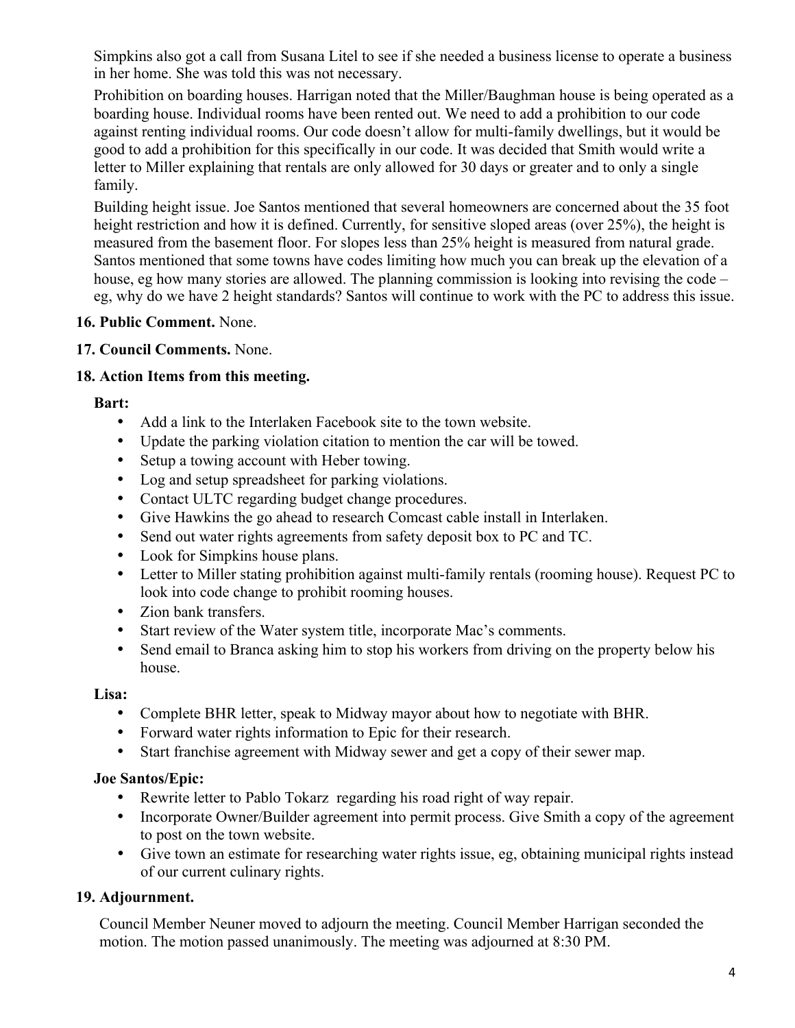Simpkins also got a call from Susana Litel to see if she needed a business license to operate a business in her home. She was told this was not necessary.

Prohibition on boarding houses. Harrigan noted that the Miller/Baughman house is being operated as a boarding house. Individual rooms have been rented out. We need to add a prohibition to our code against renting individual rooms. Our code doesn't allow for multi-family dwellings, but it would be good to add a prohibition for this specifically in our code. It was decided that Smith would write a letter to Miller explaining that rentals are only allowed for 30 days or greater and to only a single family.

Building height issue. Joe Santos mentioned that several homeowners are concerned about the 35 foot height restriction and how it is defined. Currently, for sensitive sloped areas (over 25%), the height is measured from the basement floor. For slopes less than 25% height is measured from natural grade. Santos mentioned that some towns have codes limiting how much you can break up the elevation of a house, eg how many stories are allowed. The planning commission is looking into revising the code – eg, why do we have 2 height standards? Santos will continue to work with the PC to address this issue.

**16. Public Comment.** None.

**17. Council Comments.** None.

**18. Action Items from this meeting.**

**Bart:**

- Add a link to the Interlaken Facebook site to the town website.
- Update the parking violation citation to mention the car will be towed.
- Setup a towing account with Heber towing.
- Log and setup spreadsheet for parking violations.
- Contact ULTC regarding budget change procedures.
- Give Hawkins the go ahead to research Comcast cable install in Interlaken.
- Send out water rights agreements from safety deposit box to PC and TC.
- Look for Simpkins house plans.
- Letter to Miller stating prohibition against multi-family rentals (rooming house). Request PC to look into code change to prohibit rooming houses.
- Zion bank transfers.
- Start review of the Water system title, incorporate Mac's comments.
- Send email to Branca asking him to stop his workers from driving on the property below his house.

**Lisa:**

- Complete BHR letter, speak to Midway mayor about how to negotiate with BHR.
- Forward water rights information to Epic for their research.
- Start franchise agreement with Midway sewer and get a copy of their sewer map.

**Joe Santos/Epic:**

- Rewrite letter to Pablo Tokarz regarding his road right of way repair.
- Incorporate Owner/Builder agreement into permit process. Give Smith a copy of the agreement to post on the town website.
- Give town an estimate for researching water rights issue, eg, obtaining municipal rights instead of our current culinary rights.

**19. Adjournment.**

Council Member Neuner moved to adjourn the meeting. Council Member Harrigan seconded the motion. The motion passed unanimously. The meeting was adjourned at 8:30 PM.